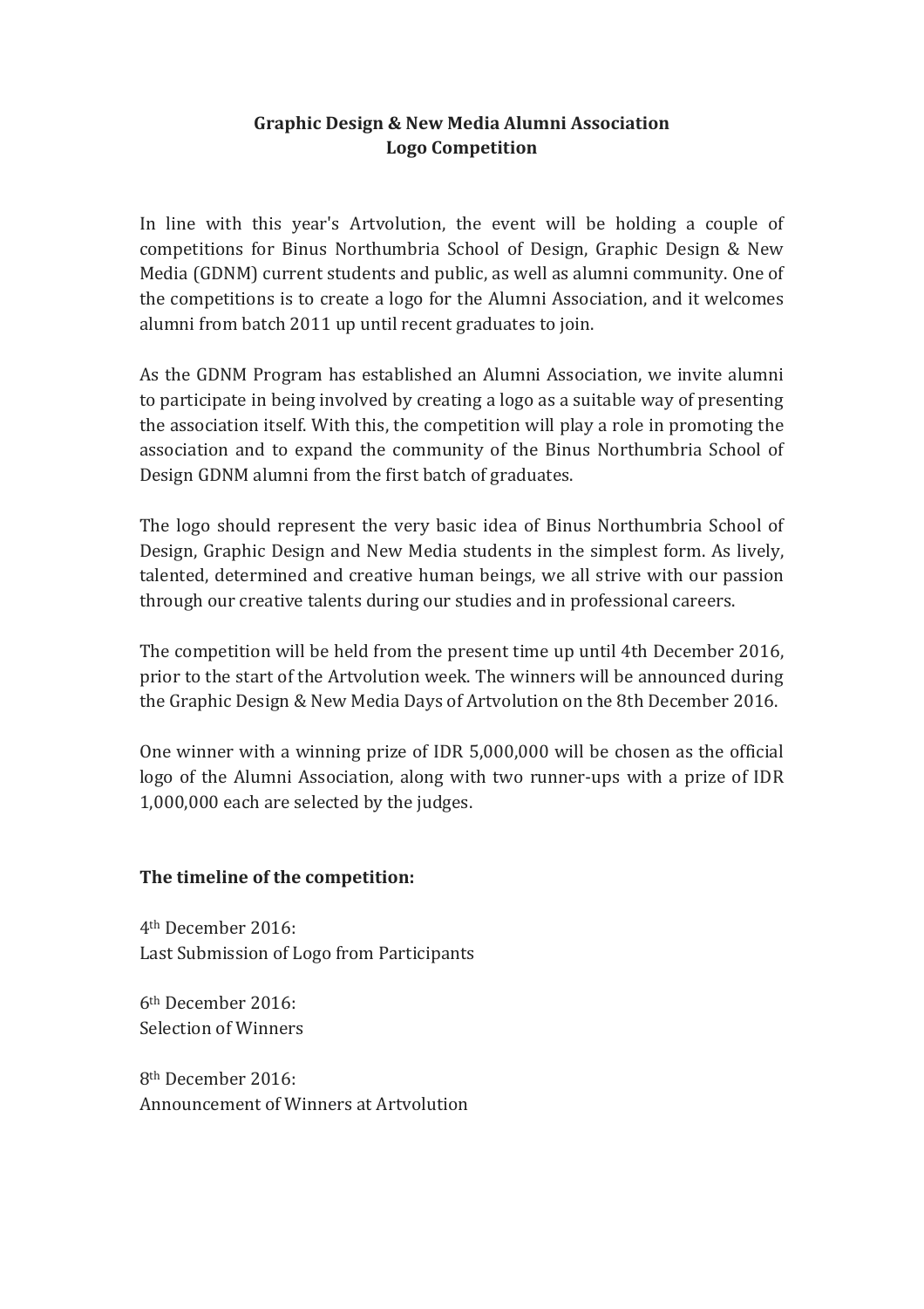# Graphic Design & New Media Alumni Association
## Logo Competition

In line with this year's Artvolution, the event will be holding a couple of competitions for Binus Northumbria School of Design, Graphic Design & New Media (GDNM) current students and public, as well as alumni community. One of the competitions is to create a logo for the Alumni Association, and it welcomes alumni from batch 2011 up until recent graduates to join.

As the GDNM Program has established an Alumni Association, we invite alumni to participate in being involved by creating a logo as a suitable way of presenting the association itself. With this, the competition will play a role in promoting the association and to expand the community of the Binus Northumbria School of Design GDNM alumni from the first batch of graduates.

The logo should represent the very basic idea of Binus Northumbria School of Design, Graphic Design and New Media students in the simplest form. As lively, talented, determined and creative human beings, we all strive with our passion through our creative talents during our studies and in professional careers.

The competition will be held from the present time up until 4th December 2016, prior to the start of the Artvolution week. The winners will be announced during the Graphic Design & New Media Days of Artvolution on the 8th December 2016.

One winner with a winning prize of IDR 5,000,000 will be chosen as the official logo of the Alumni Association, along with two runner-ups with a prize of IDR 1,000,000 each are selected by the judges.

**The timeline of the competition:**

4th December 2016:
Last Submission of Logo from Participants

6th December 2016:
Selection of Winners

8th December 2016:
Announcement of Winners at Artvolution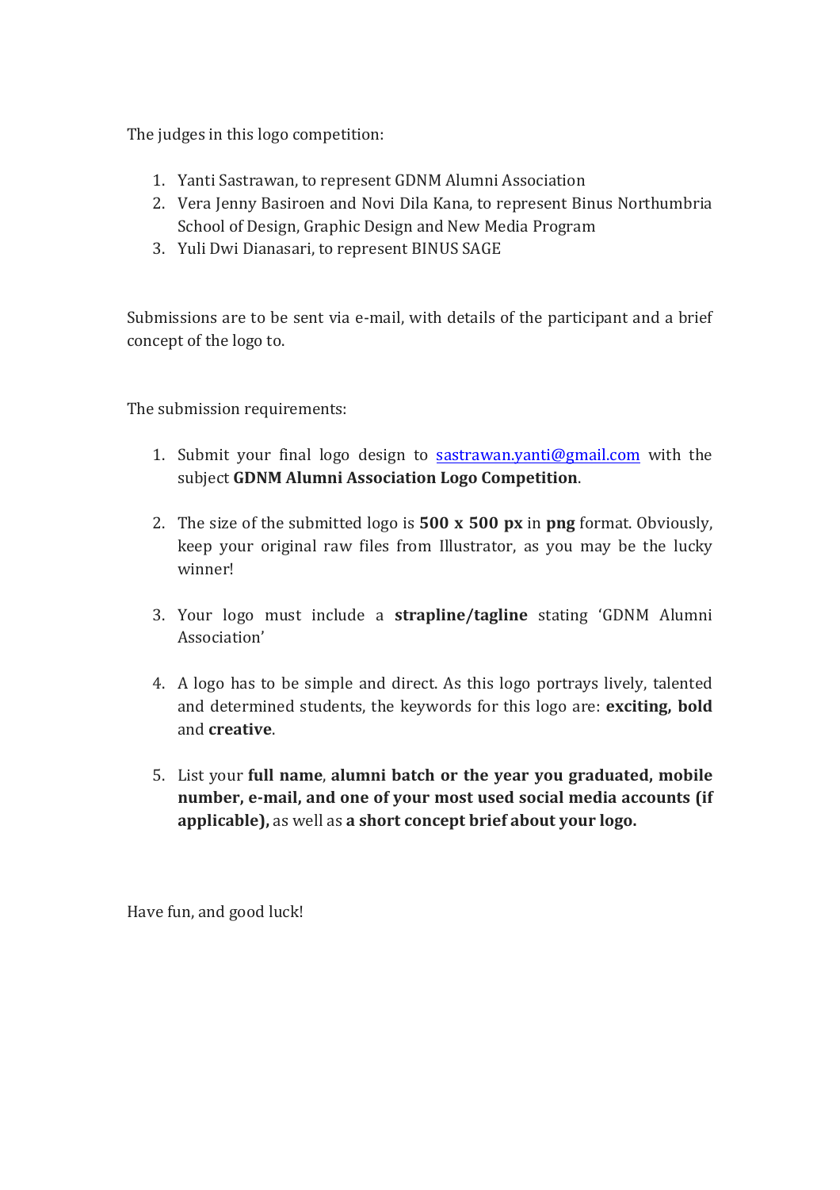The judges in this logo competition:

1. Yanti Sastrawan, to represent GDNM Alumni Association
2. Vera Jenny Basiroen and Novi Dila Kana, to represent Binus Northumbria School of Design, Graphic Design and New Media Program
3. Yuli Dwi Dianasari, to represent BINUS SAGE

Submissions are to be sent via e-mail, with details of the participant and a brief concept of the logo to.

The submission requirements:

1. Submit your final logo design to sastrawan.yanti@gmail.com with the subject **GDNM Alumni Association Logo Competition**.

2. The size of the submitted logo is **500 x 500 px** in **png** format. Obviously, keep your original raw files from Illustrator, as you may be the lucky winner!

3. Your logo must include a **strapline/tagline** stating 'GDNM Alumni Association'

4. A logo has to be simple and direct. As this logo portrays lively, talented and determined students, the keywords for this logo are: **exciting, bold** and **creative**.

5. List your **full name**, **alumni batch or the year you graduated, mobile number, e-mail, and one of your most used social media accounts (if applicable),** as well as **a short concept brief about your logo.**

Have fun, and good luck!